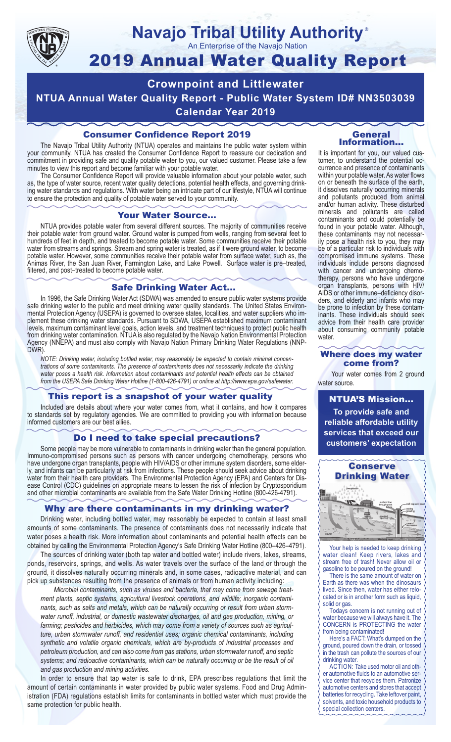# Navajo Tribal Utility Authority®

An Enterprise of the Navajo Nation

# 2019 Annual Water Quality Report

## Crownpoint and Littlewater

## NTUA Annual Water Quality Report - Public Water System ID# NN3503039

## Calendar Year 2019

### Consumer Confidence Report 2019

The Navajo Tribal Utility Authority (NTUA) operates and maintains the public water system within your community. NTUA has created the Consumer Confidence Report to reassure our dedication and commitment in providing safe and quality potable water to you, our valued customer. Please take a few minutes to view this report and become familiar with your potable water.

The Consumer Confidence Report will provide valuable information about your potable water, such as, the type of water source, recent water quality detections, potential health effects, and governing drinking water standards and regulations. With water being an intricate part of our lifestyle, NTUA will continue to ensure the protection and quality of potable water served to your community.

### Your Water Source…

NTUA provides potable water from several different sources. The majority of communities receive their potable water from ground water. Ground water is pumped from wells, ranging from several feet to hundreds of feet in depth, and treated to become potable water. Some communities receive their potable water from streams and springs. Stream and spring water is treated, as if it were ground water, to become potable water. However, some communities receive their potable water from surface water, such as, the Animas River, the San Juan River, Farmington Lake, and Lake Powell. Surface water is pre–treated, filtered, and post–treated to become potable water.

### Safe Drinking Water Act…

In 1996, the Safe Drinking Water Act (SDWA) was amended to ensure public water systems provide safe drinking water to the public and meet drinking water quality standards. The United States Environmental Protection Agency (USEPA) is governed to oversee states, localities, and water suppliers who implement these drinking water standards. Pursuant to SDWA, USEPA established maximum contaminant levels, maximum contaminant level goals, action levels, and treatment techniques to protect public health from drinking water contamination. NTUA is also regulated by the Navajo Nation Environmental Protection Agency (NNEPA) and must also comply with Navajo Nation Primary Drinking Water Regulations (NNPDWR).

*NOTE: Drinking water, including bottled water, may reasonably be expected to contain minimal concentrations of some contaminants. The presence of contaminants does not necessarily indicate the drinking water poses a health risk. Information about contaminants and potential health effects can be obtained from the USEPA Safe Drinking Water Hotline (1-800-426-4791) or online at http://www.epa.gov/safewater.*

### This report is a snapshot of your water quality

Included are details about where your water comes from, what it contains, and how it compares to standards set by regulatory agencies. We are committed to providing you with information because informed customers are our best allies.

### Do I need to take special precautions?

Some people may be more vulnerable to contaminants in drinking water than the general population. Immuno-compromised persons such as persons with cancer undergoing chemotherapy, persons who have undergone organ transplants, people with HIV/AIDS or other immune system disorders, some elderly, and infants can be particularly at risk from infections. These people should seek advice about drinking water from their health care providers. The Environmental Protection Agency (EPA) and Centers for Disease Control (CDC) guidelines on appropriate means to lessen the risk of infection by Cryptosporidium and other microbial contaminants are available from the Safe Water Drinking Hotline (800-426-4791).

### Why are there contaminants in my drinking water?

Drinking water, including bottled water, may reasonably be expected to contain at least small amounts of some contaminants. The presence of contaminants does not necessarily indicate that water poses a health risk. More information about contaminants and potential health effects can be obtained by calling the Environmental Protection Agency's Safe Drinking Water Hotline (800–426–4791).

The sources of drinking water (both tap water and bottled water) include rivers, lakes, streams, ponds, reservoirs, springs, and wells. As water travels over the surface of the land or through the ground, it dissolves naturally occurring minerals and, in some cases, radioactive material, and can pick up substances resulting from the presence of animals or from human activity including:

*Microbial contaminants, such as viruses and bacteria, that may come from sewage treatment plants, septic systems, agricultural livestock operations, and wildlife; inorganic contaminants, such as salts and metals, which can be naturally occurring or result from urban stormwater runoff, industrial, or domestic wastewater discharges, oil and gas production, mining, or farming; pesticides and herbicides, which may come from a variety of sources such as agriculture, urban stormwater runoff, and residential uses; organic chemical contaminants, including synthetic and volatile organic chemicals, which are by-products of industrial processes and petroleum production, and can also come from gas stations, urban stormwater runoff, and septic systems; and radioactive contaminants, which can be naturally occurring or be the result of oil and gas production and mining activities.*

In order to ensure that tap water is safe to drink, EPA prescribes regulations that limit the amount of certain contaminants in water provided by public water systems. Food and Drug Administration (FDA) regulations establish limits for contaminants in bottled water which must provide the same protection for public health.

### General Information…

It is important for you, our valued customer, to understand the potential occurrence and presence of contaminants within your potable water. As water flows on or beneath the surface of the earth, it dissolves naturally occurring minerals and pollutants produced from animal and/or human activity. These disturbed minerals and pollutants are called contaminants and could potentially be found in your potable water. Although, these contaminants may not necessarily pose a health risk to you, they may be of a particular risk to individuals with compromised immune systems. These individuals include persons diagnosed with cancer and undergoing chemotherapy, persons who have undergone organ transplants, persons with HIV/AIDS or other immune–deficiency disorders, and elderly and infants who may be prone to infection by these contaminants. These individuals should seek advice from their health care provider about consuming community potable water.

### Where does my water come from?

Your water comes from 2 ground water source.

### NTUA'S Mission…

**To provide safe and reliable affordable utility services that exceed our customers' expectation**

### Conserve Drinking Water

Your help is needed to keep drinking water clean! Keep rivers, lakes and stream free of trash! Never allow oil or gasoline to be poured on the ground!

There is the same amount of water on Earth as there was when the dinosaurs lived. Since then, water has either relocated or is in another form such as liquid, solid or gas.

Todays concern is not running out of water because we will always have it. The CONCERN is PROTECTING the water from being contaminated!

Here's a FACT: What's dumped on the ground, poured down the drain, or tossed in the trash can pollute the sources of our drinking water.

ACTION: Take used motor oil and other automotive fluids to an automotive service center that recycles them. Patronize automotive centers and stores that accept batteries for recycling. Take leftover paint, solvents, and toxic household products to special collection centers.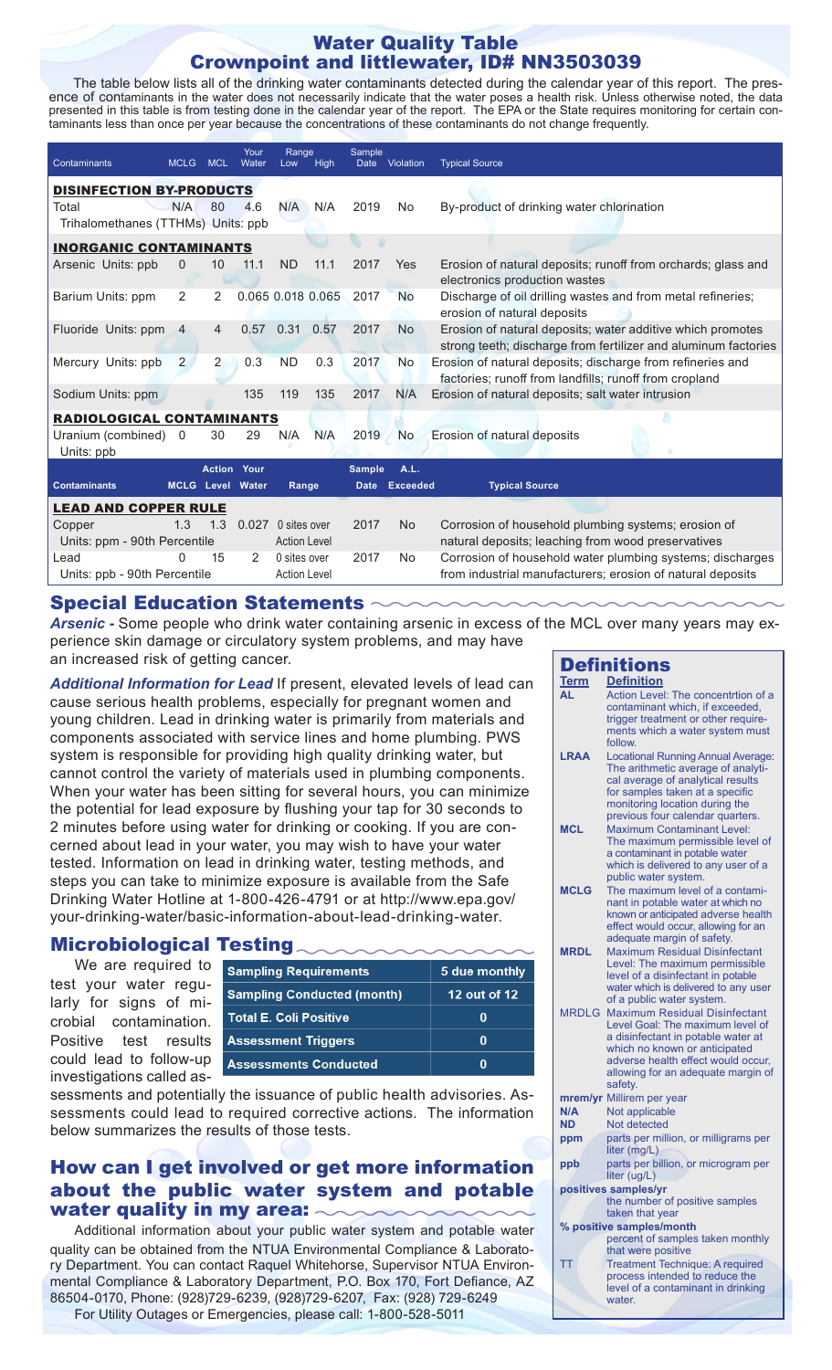# Water Quality Table
## Crownpoint and littlewater, ID# NN3503039

The table below lists all of the drinking water contaminants detected during the calendar year of this report. The presence of contaminants in the water does not necessarily indicate that the water poses a health risk. Unless otherwise noted, the data presented in this table is from testing done in the calendar year of the report. The EPA or the State requires monitoring for certain contaminants less than once per year because the concentrations of these contaminants do not change frequently.

| Contaminants | MCLG | MCL | Your Water | Range Low | Range High | Sample Date | Violation | Typical Source |
|---|---|---|---|---|---|---|---|---|
| **DISINFECTION BY-PRODUCTS** | | | | | | | | |
| Total Trihalomethanes (TTHMs) Units: ppb | N/A | 80 | 4.6 | N/A | N/A | 2019 | No | By-product of drinking water chlorination |
| **INORGANIC CONTAMINANTS** | | | | | | | | |
| Arsenic Units: ppb | 0 | 10 | 11.1 | ND | 11.1 | 2017 | Yes | Erosion of natural deposits; runoff from orchards; glass and electronics production wastes |
| Barium Units: ppm | 2 | 2 | 0.065 | 0.018 | 0.065 | 2017 | No | Discharge of oil drilling wastes and from metal refineries; erosion of natural deposits |
| Fluoride Units: ppm | 4 | 4 | 0.57 | 0.31 | 0.57 | 2017 | No | Erosion of natural deposits; water additive which promotes strong teeth; discharge from fertilizer and aluminum factories |
| Mercury Units: ppb | 2 | 2 | 0.3 | ND | 0.3 | 2017 | No | Erosion of natural deposits; discharge from refineries and factories; runoff from landfills; runoff from cropland |
| Sodium Units: ppm | | | 135 | 119 | 135 | 2017 | N/A | Erosion of natural deposits; salt water intrusion |
| **RADIOLOGICAL CONTAMINANTS** | | | | | | | | |
| Uranium (combined) Units: ppb | 0 | 30 | 29 | N/A | N/A | 2019 | No | Erosion of natural deposits |

| Contaminants | MCLG | Action Level | Your Water | Range | Sample Date | A.L. Exceeded | Typical Source |
|---|---|---|---|---|---|---|---|
| **LEAD AND COPPER RULE** | | | | | | | |
| Copper Units: ppm - 90th Percentile | 1.3 | 1.3 | 0.027 | 0 sites over Action Level | 2017 | No | Corrosion of household plumbing systems; erosion of natural deposits; leaching from wood preservatives |
| Lead Units: ppb - 90th Percentile | 0 | 15 | 2 | 0 sites over Action Level | 2017 | No | Corrosion of household water plumbing systems; discharges from industrial manufacturers; erosion of natural deposits |

## Special Education Statements

***Arsenic -*** Some people who drink water containing arsenic in excess of the MCL over many years may experience skin damage or circulatory system problems, and may have an increased risk of getting cancer.

***Additional Information for Lead*** If present, elevated levels of lead can cause serious health problems, especially for pregnant women and young children. Lead in drinking water is primarily from materials and components associated with service lines and home plumbing. PWS system is responsible for providing high quality drinking water, but cannot control the variety of materials used in plumbing components. When your water has been sitting for several hours, you can minimize the potential for lead exposure by flushing your tap for 30 seconds to 2 minutes before using water for drinking or cooking. If you are concerned about lead in your water, you may wish to have your water tested. Information on lead in drinking water, testing methods, and steps you can take to minimize exposure is available from the Safe Drinking Water Hotline at 1-800-426-4791 or at http://www.epa.gov/your-drinking-water/basic-information-about-lead-drinking-water.

## Microbiological Testing

We are required to test your water regularly for signs of microbial contamination. Positive test results could lead to follow-up investigations called assessments and potentially the issuance of public health advisories. Assessments could lead to required corrective actions. The information below summarizes the results of those tests.

| | |
|---|---|
| Sampling Requirements | 5 due monthly |
| Sampling Conducted (month) | 12 out of 12 |
| Total E. Coli Positive | 0 |
| Assessment Triggers | 0 |
| Assessments Conducted | 0 |

## How can I get involved or get more information about the public water system and potable water quality in my area:

Additional information about your public water system and potable water quality can be obtained from the NTUA Environmental Compliance & Laboratory Department. You can contact Raquel Whitehorse, Supervisor NTUA Environmental Compliance & Laboratory Department, P.O. Box 170, Fort Defiance, AZ 86504-0170, Phone: (928)729-6239, (928)729-6207, Fax: (928) 729-6249

For Utility Outages or Emergencies, please call: 1-800-528-5011

## Definitions

| Term | Definition |
|---|---|
| AL | Action Level: The concentrtion of a contaminant which, if exceeded, trigger treatment or other requirements which a water system must follow. |
| LRAA | Locational Running Annual Average: The arithmetic average of analytical results for samples taken at a specific monitoring location during the previous four calendar quarters. |
| MCL | Maximum Contaminant Level: The maximum permissible level of a contaminant in potable water which is delivered to any user of a public water system. |
| MCLG | The maximum level of a contaminant in potable water at which no known or anticipated adverse health effect would occur, allowing for an adequate margin of safety. |
| MRDL | Maximum Residual Disinfectant Level: The maximum permissible level of a disinfectant in potable water which is delivered to any user of a public water system. |
| MRDLG | Maximum Residual Disinfectant Level Goal: The maximum level of a disinfectant in potable water at which no known or anticipated adverse health effect would occur, allowing for an adequate margin of safety. |
| mrem/yr | Millirem per year |
| N/A | Not applicable |
| ND | Not detected |
| ppm | parts per million, or milligrams per liter (mg/L) |
| ppb | parts per billion, or microgram per liter (ug/L) |
| positives samples/yr | the number of positive samples taken that year |
| % positive samples/month | percent of samples taken monthly that were positive |
| TT | Treatment Technique: A required process intended to reduce the level of a contaminant in drinking water. |